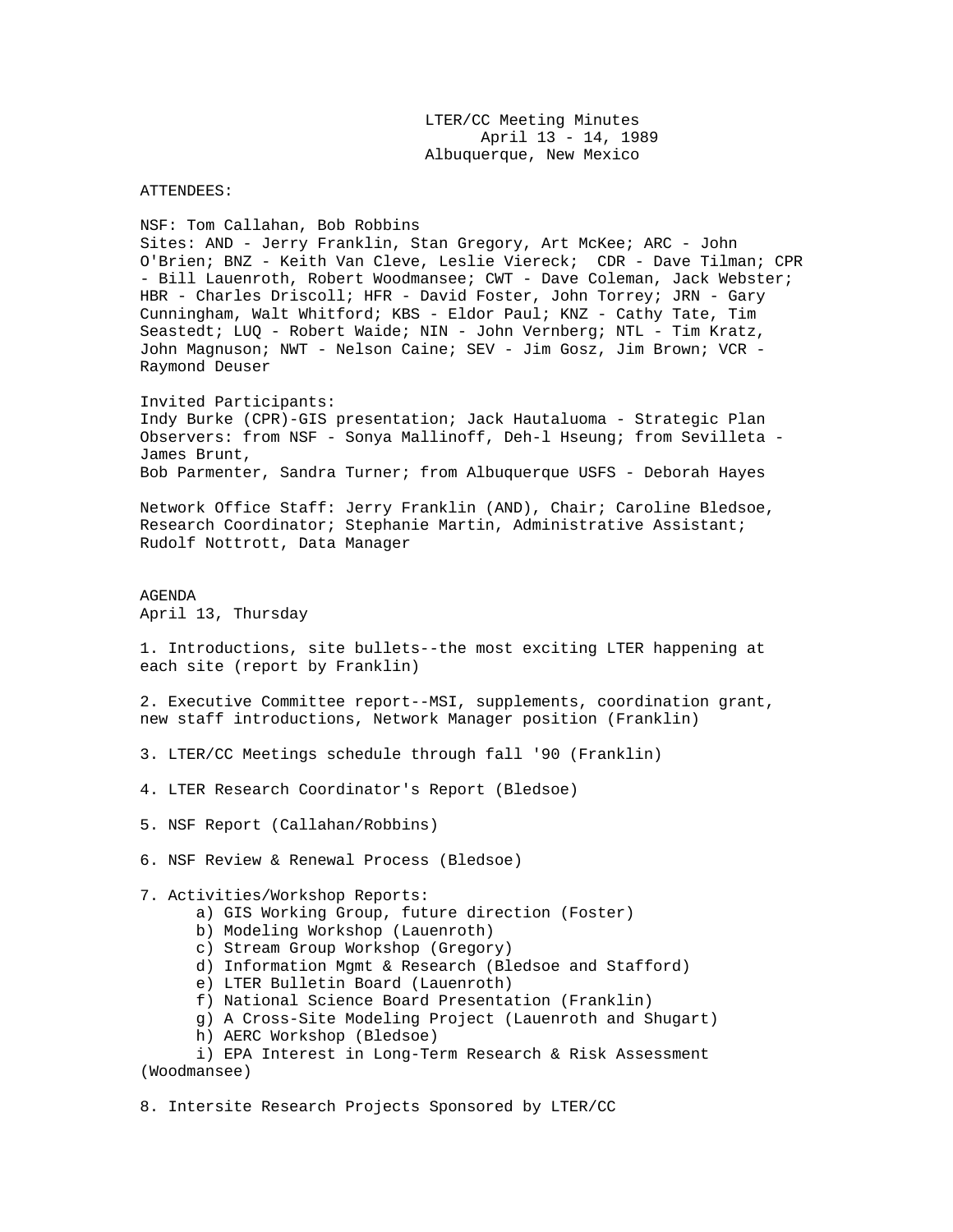# LTER/CC Meeting Minutes
April 13 - 14, 1989
Albuquerque, New Mexico

ATTENDEES:

NSF: Tom Callahan, Bob Robbins
Sites: AND - Jerry Franklin, Stan Gregory, Art McKee; ARC - John O'Brien; BNZ - Keith Van Cleve, Leslie Viereck; CDR - Dave Tilman; CPR - Bill Lauenroth, Robert Woodmansee; CWT - Dave Coleman, Jack Webster; HBR - Charles Driscoll; HFR - David Foster, John Torrey; JRN - Gary Cunningham, Walt Whitford; KBS - Eldor Paul; KNZ - Cathy Tate, Tim Seastedt; LUQ - Robert Waide; NIN - John Vernberg; NTL - Tim Kratz, John Magnuson; NWT - Nelson Caine; SEV - Jim Gosz, Jim Brown; VCR - Raymond Deuser

Invited Participants:
Indy Burke (CPR)-GIS presentation; Jack Hautaluoma - Strategic Plan
Observers: from NSF - Sonya Mallinoff, Deh-l Hseung; from Sevilleta - James Brunt,
Bob Parmenter, Sandra Turner; from Albuquerque USFS - Deborah Hayes

Network Office Staff: Jerry Franklin (AND), Chair; Caroline Bledsoe, Research Coordinator; Stephanie Martin, Administrative Assistant; Rudolf Nottrott, Data Manager

AGENDA
April 13, Thursday

1. Introductions, site bullets--the most exciting LTER happening at each site (report by Franklin)

2. Executive Committee report--MSI, supplements, coordination grant, new staff introductions, Network Manager position (Franklin)

3. LTER/CC Meetings schedule through fall '90 (Franklin)

4. LTER Research Coordinator's Report (Bledsoe)

5. NSF Report (Callahan/Robbins)

6. NSF Review & Renewal Process (Bledsoe)

7. Activities/Workshop Reports:
   a) GIS Working Group, future direction (Foster)
   b) Modeling Workshop (Lauenroth)
   c) Stream Group Workshop (Gregory)
   d) Information Mgmt & Research (Bledsoe and Stafford)
   e) LTER Bulletin Board (Lauenroth)
   f) National Science Board Presentation (Franklin)
   g) A Cross-Site Modeling Project (Lauenroth and Shugart)
   h) AERC Workshop (Bledsoe)
   i) EPA Interest in Long-Term Research & Risk Assessment (Woodmansee)

8. Intersite Research Projects Sponsored by LTER/CC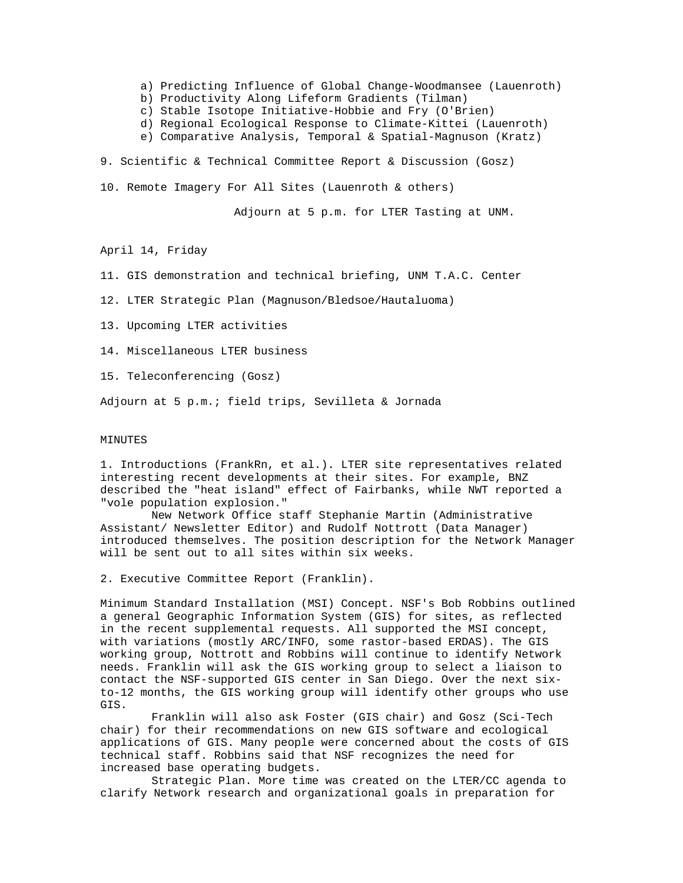a) Predicting Influence of Global Change-Woodmansee (Lauenroth)
b) Productivity Along Lifeform Gradients (Tilman)
c) Stable Isotope Initiative-Hobbie and Fry (O'Brien)
d) Regional Ecological Response to Climate-Kittei (Lauenroth)
e) Comparative Analysis, Temporal & Spatial-Magnuson (Kratz)

9. Scientific & Technical Committee Report & Discussion (Gosz)

10. Remote Imagery For All Sites (Lauenroth & others)

Adjourn at 5 p.m. for LTER Tasting at UNM.

April 14, Friday

11. GIS demonstration and technical briefing, UNM T.A.C. Center

12. LTER Strategic Plan (Magnuson/Bledsoe/Hautaluoma)

13. Upcoming LTER activities

14. Miscellaneous LTER business

15. Teleconferencing (Gosz)

Adjourn at 5 p.m.; field trips, Sevilleta & Jornada

MINUTES

1. Introductions (FrankRn, et al.). LTER site representatives related interesting recent developments at their sites. For example, BNZ described the "heat island" effect of Fairbanks, while NWT reported a "vole population explosion."

New Network Office staff Stephanie Martin (Administrative Assistant/ Newsletter Editor) and Rudolf Nottrott (Data Manager) introduced themselves. The position description for the Network Manager will be sent out to all sites within six weeks.

2. Executive Committee Report (Franklin).

Minimum Standard Installation (MSI) Concept. NSF's Bob Robbins outlined a general Geographic Information System (GIS) for sites, as reflected in the recent supplemental requests. All supported the MSI concept, with variations (mostly ARC/INFO, some rastor-based ERDAS). The GIS working group, Nottrott and Robbins will continue to identify Network needs. Franklin will ask the GIS working group to select a liaison to contact the NSF-supported GIS center in San Diego. Over the next six-to-12 months, the GIS working group will identify other groups who use GIS.

Franklin will also ask Foster (GIS chair) and Gosz (Sci-Tech chair) for their recommendations on new GIS software and ecological applications of GIS. Many people were concerned about the costs of GIS technical staff. Robbins said that NSF recognizes the need for increased base operating budgets.

Strategic Plan. More time was created on the LTER/CC agenda to clarify Network research and organizational goals in preparation for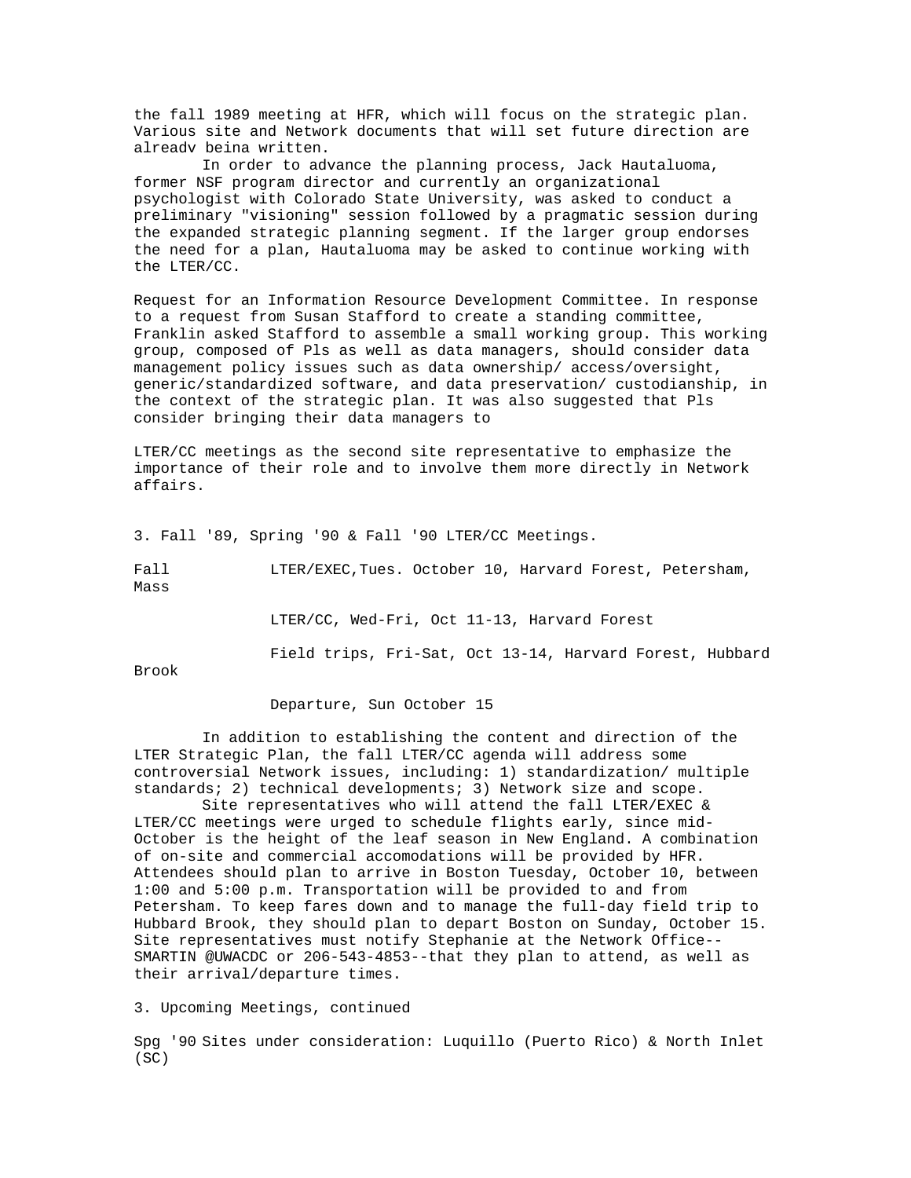the fall 1989 meeting at HFR, which will focus on the strategic plan. Various site and Network documents that will set future direction are alreadv beina written.

In order to advance the planning process, Jack Hautaluoma, former NSF program director and currently an organizational psychologist with Colorado State University, was asked to conduct a preliminary "visioning" session followed by a pragmatic session during the expanded strategic planning segment. If the larger group endorses the need for a plan, Hautaluoma may be asked to continue working with the LTER/CC.

Request for an Information Resource Development Committee. In response to a request from Susan Stafford to create a standing committee, Franklin asked Stafford to assemble a small working group. This working group, composed of Pls as well as data managers, should consider data management policy issues such as data ownership/ access/oversight, generic/standardized software, and data preservation/ custodianship, in the context of the strategic plan. It was also suggested that Pls consider bringing their data managers to

LTER/CC meetings as the second site representative to emphasize the importance of their role and to involve them more directly in Network affairs.

3. Fall '89, Spring '90 & Fall '90 LTER/CC Meetings.

Fall LTER/EXEC,Tues. October 10, Harvard Forest, Petersham, Mass

LTER/CC, Wed-Fri, Oct 11-13, Harvard Forest

Field trips, Fri-Sat, Oct 13-14, Harvard Forest, Hubbard Brook

Departure, Sun October 15

In addition to establishing the content and direction of the LTER Strategic Plan, the fall LTER/CC agenda will address some controversial Network issues, including: 1) standardization/ multiple standards; 2) technical developments; 3) Network size and scope.

Site representatives who will attend the fall LTER/EXEC & LTER/CC meetings were urged to schedule flights early, since mid-October is the height of the leaf season in New England. A combination of on-site and commercial accomodations will be provided by HFR. Attendees should plan to arrive in Boston Tuesday, October 10, between 1:00 and 5:00 p.m. Transportation will be provided to and from Petersham. To keep fares down and to manage the full-day field trip to Hubbard Brook, they should plan to depart Boston on Sunday, October 15. Site representatives must notify Stephanie at the Network Office--SMARTIN @UWACDC or 206-543-4853--that they plan to attend, as well as their arrival/departure times.

3. Upcoming Meetings, continued

Spg '90 Sites under consideration: Luquillo (Puerto Rico) & North Inlet (SC)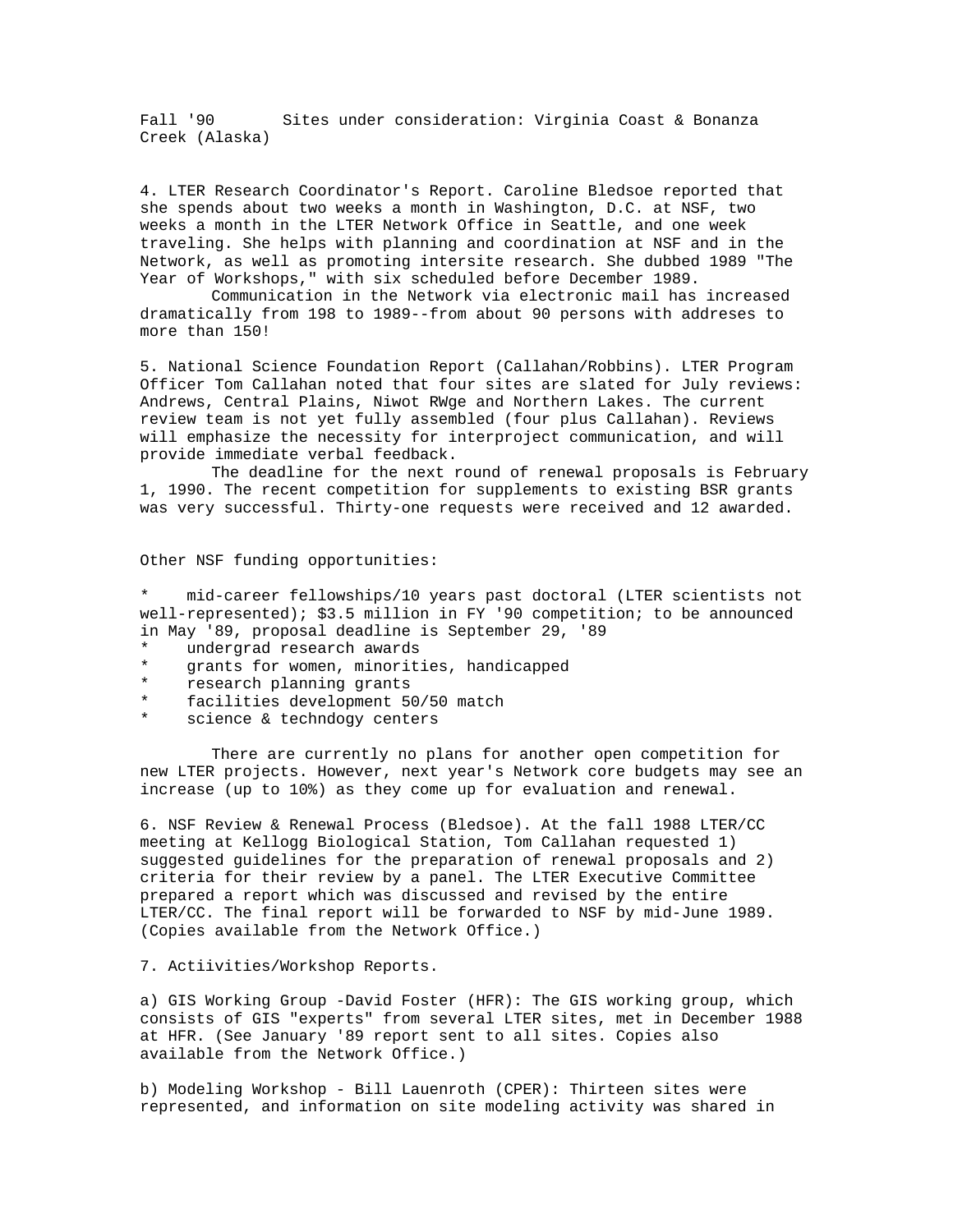Fall '90 Sites under consideration: Virginia Coast & Bonanza Creek (Alaska)

4. LTER Research Coordinator's Report. Caroline Bledsoe reported that she spends about two weeks a month in Washington, D.C. at NSF, two weeks a month in the LTER Network Office in Seattle, and one week traveling. She helps with planning and coordination at NSF and in the Network, as well as promoting intersite research. She dubbed 1989 "The Year of Workshops," with six scheduled before December 1989.

Communication in the Network via electronic mail has increased dramatically from 198 to 1989--from about 90 persons with addreses to more than 150!

5. National Science Foundation Report (Callahan/Robbins). LTER Program Officer Tom Callahan noted that four sites are slated for July reviews: Andrews, Central Plains, Niwot RWge and Northern Lakes. The current review team is not yet fully assembled (four plus Callahan). Reviews will emphasize the necessity for interproject communication, and will provide immediate verbal feedback.

The deadline for the next round of renewal proposals is February 1, 1990. The recent competition for supplements to existing BSR grants was very successful. Thirty-one requests were received and 12 awarded.

Other NSF funding opportunities:

* mid-career fellowships/10 years past doctoral (LTER scientists not well-represented); $3.5 million in FY '90 competition; to be announced in May '89, proposal deadline is September 29, '89
* undergrad research awards
* grants for women, minorities, handicapped
* research planning grants
* facilities development 50/50 match
* science & techndogy centers

There are currently no plans for another open competition for new LTER projects. However, next year's Network core budgets may see an increase (up to 10%) as they come up for evaluation and renewal.

6. NSF Review & Renewal Process (Bledsoe). At the fall 1988 LTER/CC meeting at Kellogg Biological Station, Tom Callahan requested 1) suggested guidelines for the preparation of renewal proposals and 2) criteria for their review by a panel. The LTER Executive Committee prepared a report which was discussed and revised by the entire LTER/CC. The final report will be forwarded to NSF by mid-June 1989. (Copies available from the Network Office.)

7. Actiivities/Workshop Reports.

a) GIS Working Group -David Foster (HFR): The GIS working group, which consists of GIS "experts" from several LTER sites, met in December 1988 at HFR. (See January '89 report sent to all sites. Copies also available from the Network Office.)

b) Modeling Workshop - Bill Lauenroth (CPER): Thirteen sites were represented, and information on site modeling activity was shared in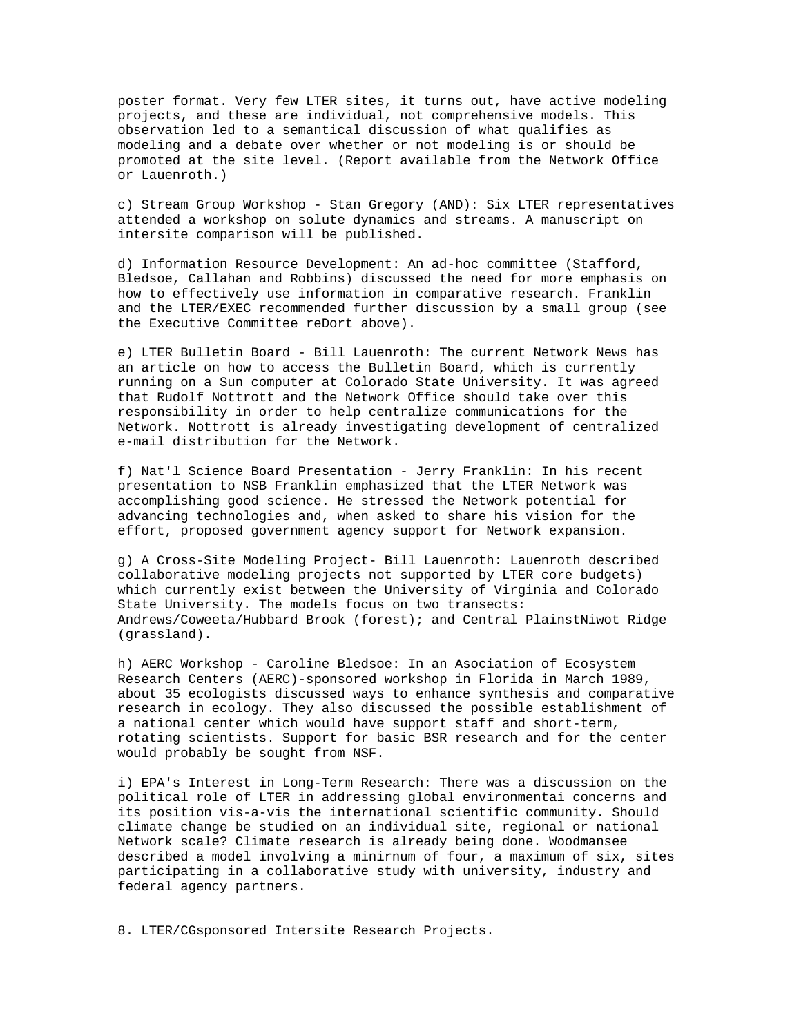poster format. Very few LTER sites, it turns out, have active modeling projects, and these are individual, not comprehensive models. This observation led to a semantical discussion of what qualifies as modeling and a debate over whether or not modeling is or should be promoted at the site level. (Report available from the Network Office or Lauenroth.)

c) Stream Group Workshop - Stan Gregory (AND): Six LTER representatives attended a workshop on solute dynamics and streams. A manuscript on intersite comparison will be published.

d) Information Resource Development: An ad-hoc committee (Stafford, Bledsoe, Callahan and Robbins) discussed the need for more emphasis on how to effectively use information in comparative research. Franklin and the LTER/EXEC recommended further discussion by a small group (see the Executive Committee reDort above).

e) LTER Bulletin Board - Bill Lauenroth: The current Network News has an article on how to access the Bulletin Board, which is currently running on a Sun computer at Colorado State University. It was agreed that Rudolf Nottrott and the Network Office should take over this responsibility in order to help centralize communications for the Network. Nottrott is already investigating development of centralized e-mail distribution for the Network.

f) Nat'l Science Board Presentation - Jerry Franklin: In his recent presentation to NSB Franklin emphasized that the LTER Network was accomplishing good science. He stressed the Network potential for advancing technologies and, when asked to share his vision for the effort, proposed government agency support for Network expansion.

g) A Cross-Site Modeling Project- Bill Lauenroth: Lauenroth described collaborative modeling projects not supported by LTER core budgets) which currently exist between the University of Virginia and Colorado State University. The models focus on two transects: Andrews/Coweeta/Hubbard Brook (forest); and Central PlainstNiwot Ridge (grassland).

h) AERC Workshop - Caroline Bledsoe: In an Asociation of Ecosystem Research Centers (AERC)-sponsored workshop in Florida in March 1989, about 35 ecologists discussed ways to enhance synthesis and comparative research in ecology. They also discussed the possible establishment of a national center which would have support staff and short-term, rotating scientists. Support for basic BSR research and for the center would probably be sought from NSF.

i) EPA's Interest in Long-Term Research: There was a discussion on the political role of LTER in addressing global environmentai concerns and its position vis-a-vis the international scientific community. Should climate change be studied on an individual site, regional or national Network scale? Climate research is already being done. Woodmansee described a model involving a minirnum of four, a maximum of six, sites participating in a collaborative study with university, industry and federal agency partners.

8. LTER/CGsponsored Intersite Research Projects.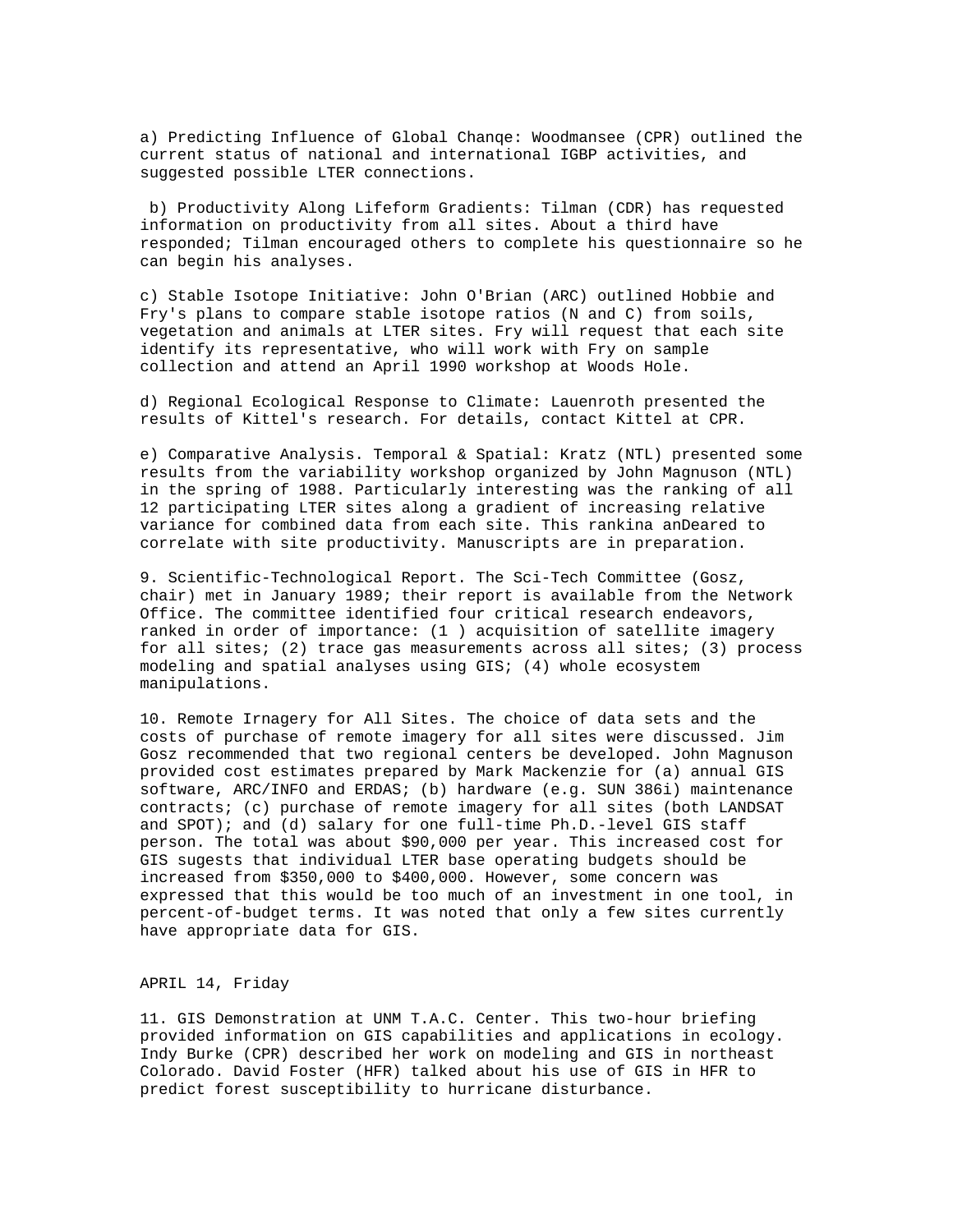a) Predicting Influence of Global Chanqe: Woodmansee (CPR) outlined the current status of national and international IGBP activities, and suggested possible LTER connections.

b) Productivity Along Lifeform Gradients: Tilman (CDR) has requested information on productivity from all sites. About a third have responded; Tilman encouraged others to complete his questionnaire so he can begin his analyses.

c) Stable Isotope Initiative: John O'Brian (ARC) outlined Hobbie and Fry's plans to compare stable isotope ratios (N and C) from soils, vegetation and animals at LTER sites. Fry will request that each site identify its representative, who will work with Fry on sample collection and attend an April 1990 workshop at Woods Hole.

d) Regional Ecological Response to Climate: Lauenroth presented the results of Kittel's research. For details, contact Kittel at CPR.

e) Comparative Analysis. Temporal & Spatial: Kratz (NTL) presented some results from the variability workshop organized by John Magnuson (NTL) in the spring of 1988. Particularly interesting was the ranking of all 12 participating LTER sites along a gradient of increasing relative variance for combined data from each site. This rankina anDeared to correlate with site productivity. Manuscripts are in preparation.

9. Scientific-Technological Report. The Sci-Tech Committee (Gosz, chair) met in January 1989; their report is available from the Network Office. The committee identified four critical research endeavors, ranked in order of importance: (1 ) acquisition of satellite imagery for all sites; (2) trace gas measurements across all sites; (3) process modeling and spatial analyses using GIS; (4) whole ecosystem manipulations.

10. Remote Irnagery for All Sites. The choice of data sets and the costs of purchase of remote imagery for all sites were discussed. Jim Gosz recommended that two regional centers be developed. John Magnuson provided cost estimates prepared by Mark Mackenzie for (a) annual GIS software, ARC/INFO and ERDAS; (b) hardware (e.g. SUN 386i) maintenance contracts; (c) purchase of remote imagery for all sites (both LANDSAT and SPOT); and (d) salary for one full-time Ph.D.-level GIS staff person. The total was about $90,000 per year. This increased cost for GIS sugests that individual LTER base operating budgets should be increased from $350,000 to $400,000. However, some concern was expressed that this would be too much of an investment in one tool, in percent-of-budget terms. It was noted that only a few sites currently have appropriate data for GIS.

APRIL 14, Friday

11. GIS Demonstration at UNM T.A.C. Center. This two-hour briefing provided information on GIS capabilities and applications in ecology. Indy Burke (CPR) described her work on modeling and GIS in northeast Colorado. David Foster (HFR) talked about his use of GIS in HFR to predict forest susceptibility to hurricane disturbance.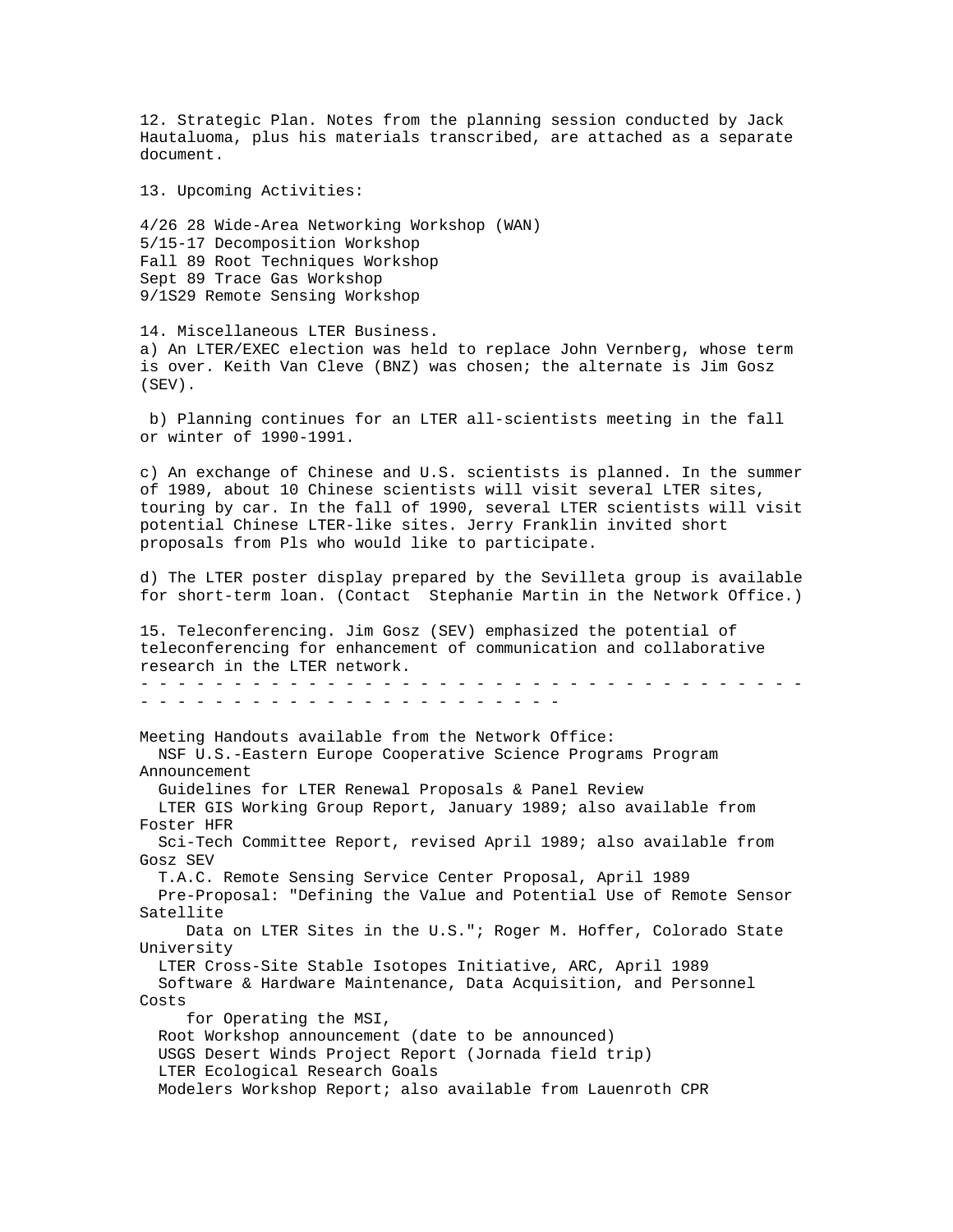12. Strategic Plan. Notes from the planning session conducted by Jack Hautaluoma, plus his materials transcribed, are attached as a separate document.

13. Upcoming Activities:

4/26 28 Wide-Area Networking Workshop (WAN)
5/15-17 Decomposition Workshop
Fall 89 Root Techniques Workshop
Sept 89 Trace Gas Workshop
9/1S29 Remote Sensing Workshop

14. Miscellaneous LTER Business.

a) An LTER/EXEC election was held to replace John Vernberg, whose term is over. Keith Van Cleve (BNZ) was chosen; the alternate is Jim Gosz (SEV).

b) Planning continues for an LTER all-scientists meeting in the fall or winter of 1990-1991.

c) An exchange of Chinese and U.S. scientists is planned. In the summer of 1989, about 10 Chinese scientists will visit several LTER sites, touring by car. In the fall of 1990, several LTER scientists will visit potential Chinese LTER-like sites. Jerry Franklin invited short proposals from Pls who would like to participate.

d) The LTER poster display prepared by the Sevilleta group is available for short-term loan. (Contact Stephanie Martin in the Network Office.)

15. Teleconferencing. Jim Gosz (SEV) emphasized the potential of teleconferencing for enhancement of communication and collaborative research in the LTER network.

- - - - - - - - - - - - - - - - - - - - - - - - - - - - - - - - - - - - - - - - - - - - - - - - - - - - - - - - - - - - - - -

Meeting Handouts available from the Network Office:

NSF U.S.-Eastern Europe Cooperative Science Programs Program Announcement
Guidelines for LTER Renewal Proposals & Panel Review
LTER GIS Working Group Report, January 1989; also available from Foster HFR
Sci-Tech Committee Report, revised April 1989; also available from Gosz SEV
T.A.C. Remote Sensing Service Center Proposal, April 1989
Pre-Proposal: "Defining the Value and Potential Use of Remote Sensor Satellite Data on LTER Sites in the U.S."; Roger M. Hoffer, Colorado State University
LTER Cross-Site Stable Isotopes Initiative, ARC, April 1989
Software & Hardware Maintenance, Data Acquisition, and Personnel Costs for Operating the MSI,
Root Workshop announcement (date to be announced)
USGS Desert Winds Project Report (Jornada field trip)
LTER Ecological Research Goals
Modelers Workshop Report; also available from Lauenroth CPR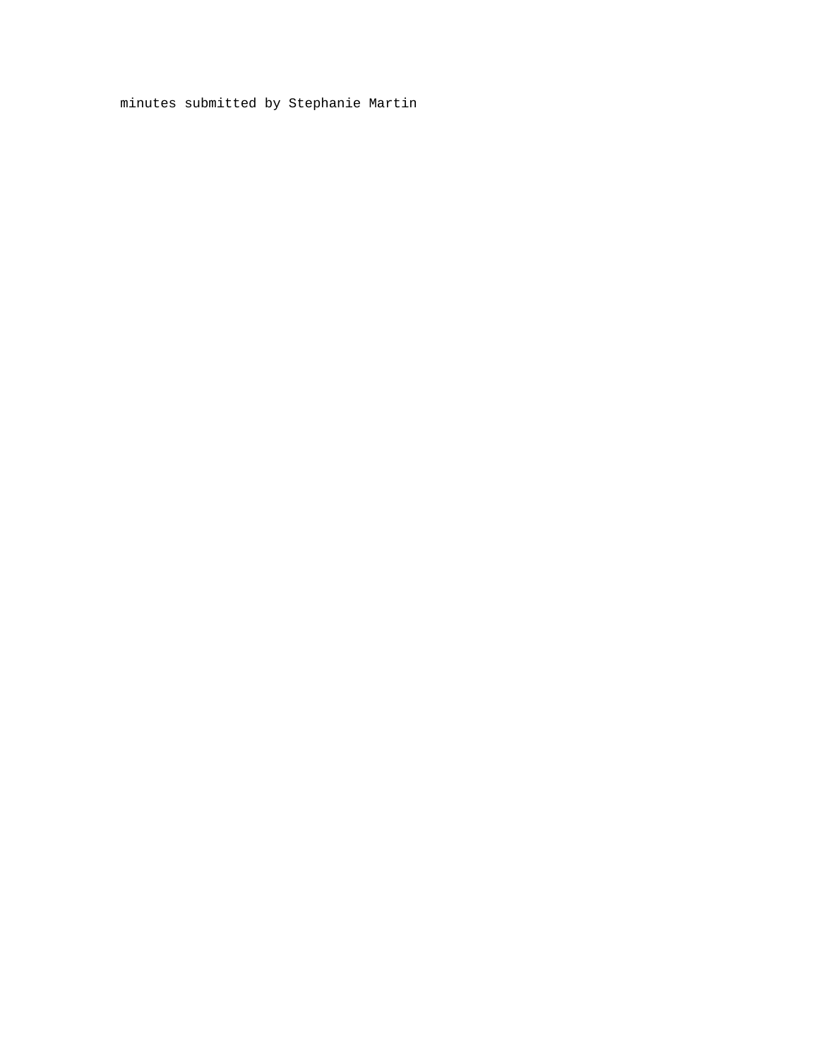minutes submitted by Stephanie Martin